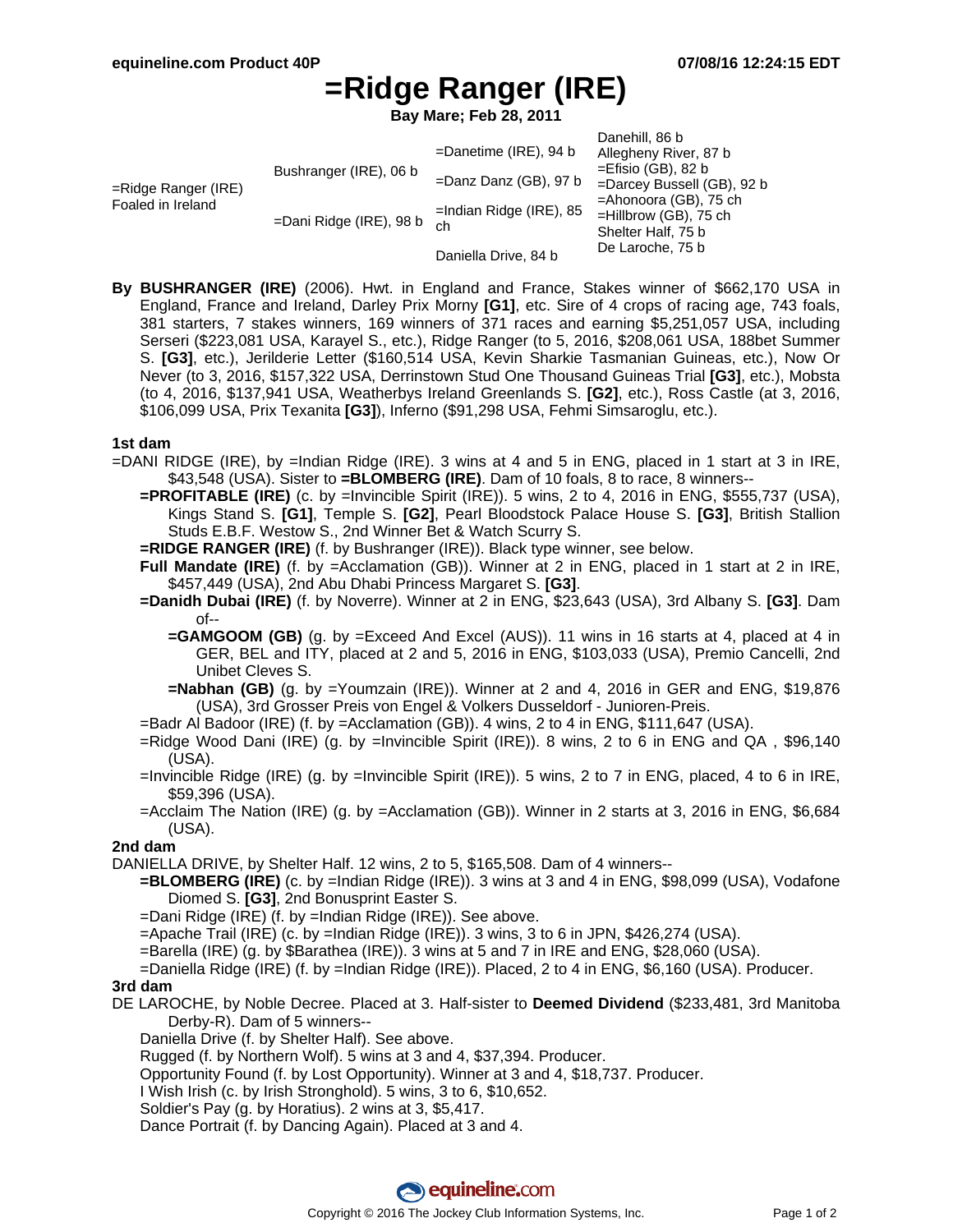# =Ridge Ranger (IRE)

**Bay Mare; Feb 28, 2011**

| | | | |
|---|---|---|---|
| =Ridge Ranger (IRE) Foaled in Ireland | Bushranger (IRE), 06 b | =Danetime (IRE), 94 b | Danehill, 86 b |
| | | | Allegheny River, 87 b |
| | | =Danz Danz (GB), 97 b | =Efisio (GB), 82 b |
| | | | =Darcey Bussell (GB), 92 b |
| | =Dani Ridge (IRE), 98 b | =Indian Ridge (IRE), 85 ch | =Ahonoora (GB), 75 ch |
| | | | =Hillbrow (GB), 75 ch |
| | | Daniella Drive, 84 b | Shelter Half, 75 b |
| | | | De Laroche, 75 b |

**By BUSHRANGER (IRE)** (2006). Hwt. in England and France, Stakes winner of $662,170 USA in England, France and Ireland, Darley Prix Morny **[G1]**, etc. Sire of 4 crops of racing age, 743 foals, 381 starters, 7 stakes winners, 169 winners of 371 races and earning $5,251,057 USA, including Serseri ($223,081 USA, Karayel S., etc.), Ridge Ranger (to 5, 2016, $208,061 USA, 188bet Summer S. **[G3]**, etc.), Jerilderie Letter ($160,514 USA, Kevin Sharkie Tasmanian Guineas, etc.), Now Or Never (to 3, 2016, $157,322 USA, Derrinstown Stud One Thousand Guineas Trial **[G3]**, etc.), Mobsta (to 4, 2016, $137,941 USA, Weatherbys Ireland Greenlands S. **[G2]**, etc.), Ross Castle (at 3, 2016, $106,099 USA, Prix Texanita **[G3]**), Inferno ($91,298 USA, Fehmi Simsaroglu, etc.).

### 1st dam

=DANI RIDGE (IRE), by =Indian Ridge (IRE). 3 wins at 4 and 5 in ENG, placed in 1 start at 3 in IRE, $43,548 (USA). Sister to **=BLOMBERG (IRE)**. Dam of 10 foals, 8 to race, 8 winners--

- **=PROFITABLE (IRE)** (c. by =Invincible Spirit (IRE)). 5 wins, 2 to 4, 2016 in ENG, $555,737 (USA), Kings Stand S. **[G1]**, Temple S. **[G2]**, Pearl Bloodstock Palace House S. **[G3]**, British Stallion Studs E.B.F. Westow S., 2nd Winner Bet & Watch Scurry S.
- **=RIDGE RANGER (IRE)** (f. by Bushranger (IRE)). Black type winner, see below.
- **Full Mandate (IRE)** (f. by =Acclamation (GB)). Winner at 2 in ENG, placed in 1 start at 2 in IRE, $457,449 (USA), 2nd Abu Dhabi Princess Margaret S. **[G3]**.
- **=Danidh Dubai (IRE)** (f. by Noverre). Winner at 2 in ENG, $23,643 (USA), 3rd Albany S. **[G3]**. Dam of--
  - **=GAMGOOM (GB)** (g. by =Exceed And Excel (AUS)). 11 wins in 16 starts at 4, placed at 4 in GER, BEL and ITY, placed at 2 and 5, 2016 in ENG, $103,033 (USA), Premio Cancelli, 2nd Unibet Cleves S.
  - **=Nabhan (GB)** (g. by =Youmzain (IRE)). Winner at 2 and 4, 2016 in GER and ENG, $19,876 (USA), 3rd Grosser Preis von Engel & Volkers Dusseldorf - Junioren-Preis.
- =Badr Al Badoor (IRE) (f. by =Acclamation (GB)). 4 wins, 2 to 4 in ENG, $111,647 (USA).
- =Ridge Wood Dani (IRE) (g. by =Invincible Spirit (IRE)). 8 wins, 2 to 6 in ENG and QA , $96,140 (USA).
- =Invincible Ridge (IRE) (g. by =Invincible Spirit (IRE)). 5 wins, 2 to 7 in ENG, placed, 4 to 6 in IRE, $59,396 (USA).
- =Acclaim The Nation (IRE) (g. by =Acclamation (GB)). Winner in 2 starts at 3, 2016 in ENG, $6,684 (USA).

### 2nd dam

DANIELLA DRIVE, by Shelter Half. 12 wins, 2 to 5, $165,508. Dam of 4 winners--

- **=BLOMBERG (IRE)** (c. by =Indian Ridge (IRE)). 3 wins at 3 and 4 in ENG, $98,099 (USA), Vodafone Diomed S. **[G3]**, 2nd Bonusprint Easter S.
- =Dani Ridge (IRE) (f. by =Indian Ridge (IRE)). See above.
- =Apache Trail (IRE) (c. by =Indian Ridge (IRE)). 3 wins, 3 to 6 in JPN, $426,274 (USA).
- =Barella (IRE) (g. by $Barathea (IRE)). 3 wins at 5 and 7 in IRE and ENG, $28,060 (USA).
- =Daniella Ridge (IRE) (f. by =Indian Ridge (IRE)). Placed, 2 to 4 in ENG, $6,160 (USA). Producer.

### 3rd dam

DE LAROCHE, by Noble Decree. Placed at 3. Half-sister to **Deemed Dividend** ($233,481, 3rd Manitoba Derby-R). Dam of 5 winners--

- Daniella Drive (f. by Shelter Half). See above.
- Rugged (f. by Northern Wolf). 5 wins at 3 and 4, $37,394. Producer.
- Opportunity Found (f. by Lost Opportunity). Winner at 3 and 4, $18,737. Producer.
- I Wish Irish (c. by Irish Stronghold). 5 wins, 3 to 6, $10,652.
- Soldier's Pay (g. by Horatius). 2 wins at 3, $5,417.
- Dance Portrait (f. by Dancing Again). Placed at 3 and 4.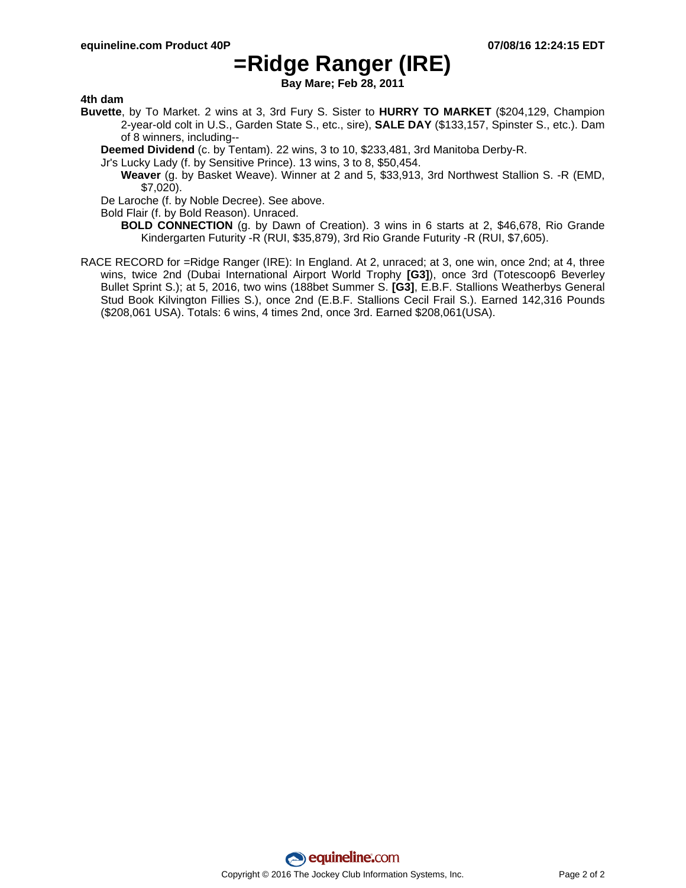# =Ridge Ranger (IRE)

**Bay Mare; Feb 28, 2011**

**4th dam**

**Buvette**, by To Market. 2 wins at 3, 3rd Fury S. Sister to **HURRY TO MARKET** ($204,129, Champion 2-year-old colt in U.S., Garden State S., etc., sire), **SALE DAY** ($133,157, Spinster S., etc.). Dam of 8 winners, including--

**Deemed Dividend** (c. by Tentam). 22 wins, 3 to 10, $233,481, 3rd Manitoba Derby-R.

Jr's Lucky Lady (f. by Sensitive Prince). 13 wins, 3 to 8, $50,454.

**Weaver** (g. by Basket Weave). Winner at 2 and 5, $33,913, 3rd Northwest Stallion S. -R (EMD, $7,020).

De Laroche (f. by Noble Decree). See above.

Bold Flair (f. by Bold Reason). Unraced.

**BOLD CONNECTION** (g. by Dawn of Creation). 3 wins in 6 starts at 2, $46,678, Rio Grande Kindergarten Futurity -R (RUI, $35,879), 3rd Rio Grande Futurity -R (RUI, $7,605).

RACE RECORD for =Ridge Ranger (IRE): In England. At 2, unraced; at 3, one win, once 2nd; at 4, three wins, twice 2nd (Dubai International Airport World Trophy **[G3]**), once 3rd (Totescoop6 Beverley Bullet Sprint S.); at 5, 2016, two wins (188bet Summer S. **[G3]**, E.B.F. Stallions Weatherbys General Stud Book Kilvington Fillies S.), once 2nd (E.B.F. Stallions Cecil Frail S.). Earned 142,316 Pounds ($208,061 USA). Totals: 6 wins, 4 times 2nd, once 3rd. Earned $208,061(USA).